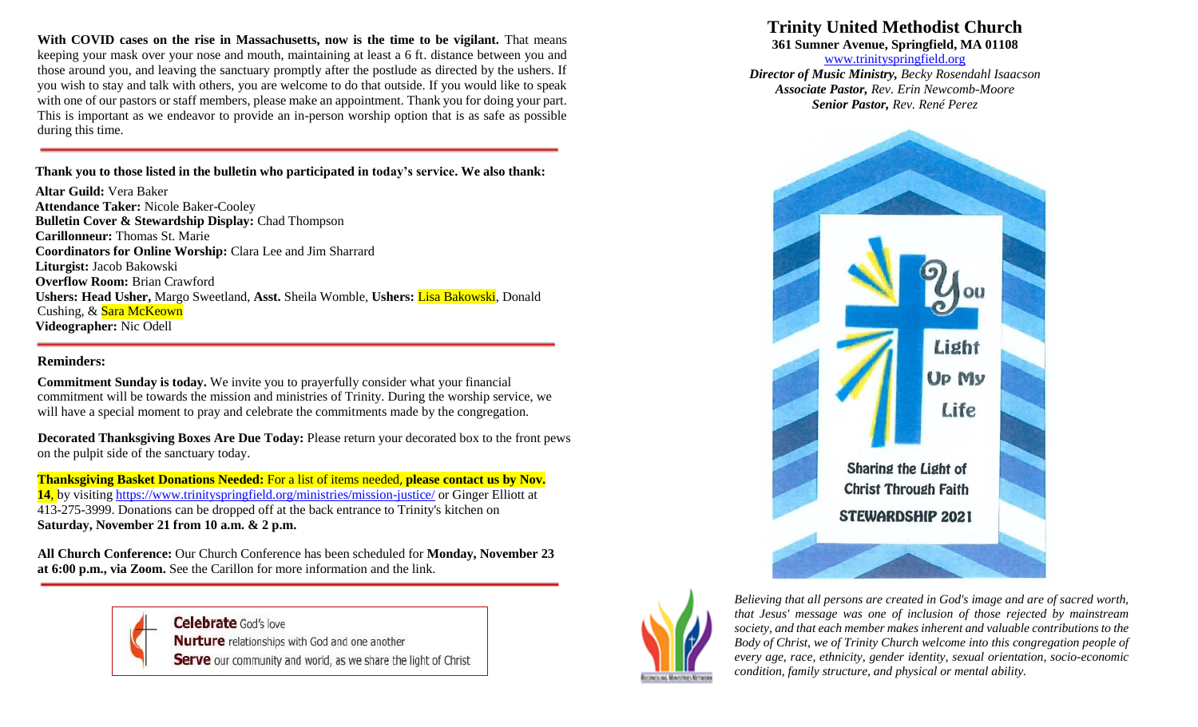**With COVID cases on the rise in Massachusetts, now is the time to be vigilant.** That means keeping your mask over your nose and mouth, maintaining at least a 6 ft. distance between you and those around you, and leaving the sanctuary promptly after the postlude as directed by the ushers. If you wish to stay and talk with others, you are welcome to do that outside. If you would like to speak with one of our pastors or staff members, please make an appointment. Thank you for doing your part. This is important as we endeavor to provide an in-person worship option that is as safe as possible during this time.

---

**Thank you to those listed in the bulletin who participated in today's service. We also thank:**

**Altar Guild:** Vera Baker
**Attendance Taker:** Nicole Baker-Cooley
**Bulletin Cover & Stewardship Display:** Chad Thompson
**Carillonneur:** Thomas St. Marie
**Coordinators for Online Worship:** Clara Lee and Jim Sharrard
**Liturgist:** Jacob Bakowski
**Overflow Room:** Brian Crawford
**Ushers: Head Usher,** Margo Sweetland, **Asst.** Sheila Womble, **Ushers:** Lisa Bakowski, Donald Cushing, & Sara McKeown
**Videographer:** Nic Odell

---

**Reminders:**

**Commitment Sunday is today.** We invite you to prayerfully consider what your financial commitment will be towards the mission and ministries of Trinity. During the worship service, we will have a special moment to pray and celebrate the commitments made by the congregation.

**Decorated Thanksgiving Boxes Are Due Today:** Please return your decorated box to the front pews on the pulpit side of the sanctuary today.

**Thanksgiving Basket Donations Needed:** For a list of items needed, **please contact us by Nov. 14**, by visiting https://www.trinityspringfield.org/ministries/mission-justice/ or Ginger Elliott at 413-275-3999. Donations can be dropped off at the back entrance to Trinity's kitchen on **Saturday, November 21 from 10 a.m. & 2 p.m.**

**All Church Conference:** Our Church Conference has been scheduled for **Monday, November 23 at 6:00 p.m., via Zoom.** See the Carillon for more information and the link.

---

**Celebrate** God's love
**Nurture** relationships with God and one another
**Serve** our community and world, as we share the light of Christ

# Trinity United Methodist Church

**361 Sumner Avenue, Springfield, MA 01108**
www.trinityspringfield.org
***Director of Music Ministry,*** *Becky Rosendahl Isaacson*
***Associate Pastor,*** *Rev. Erin Newcomb-Moore*
***Senior Pastor,*** *Rev. René Perez*

You Light Up My Life

Sharing the Light of Christ Through Faith

STEWARDSHIP 2021

RECONCILING MINISTRIES NETWORK

*Believing that all persons are created in God's image and are of sacred worth, that Jesus' message was one of inclusion of those rejected by mainstream society, and that each member makes inherent and valuable contributions to the Body of Christ, we of Trinity Church welcome into this congregation people of every age, race, ethnicity, gender identity, sexual orientation, socio-economic condition, family structure, and physical or mental ability.*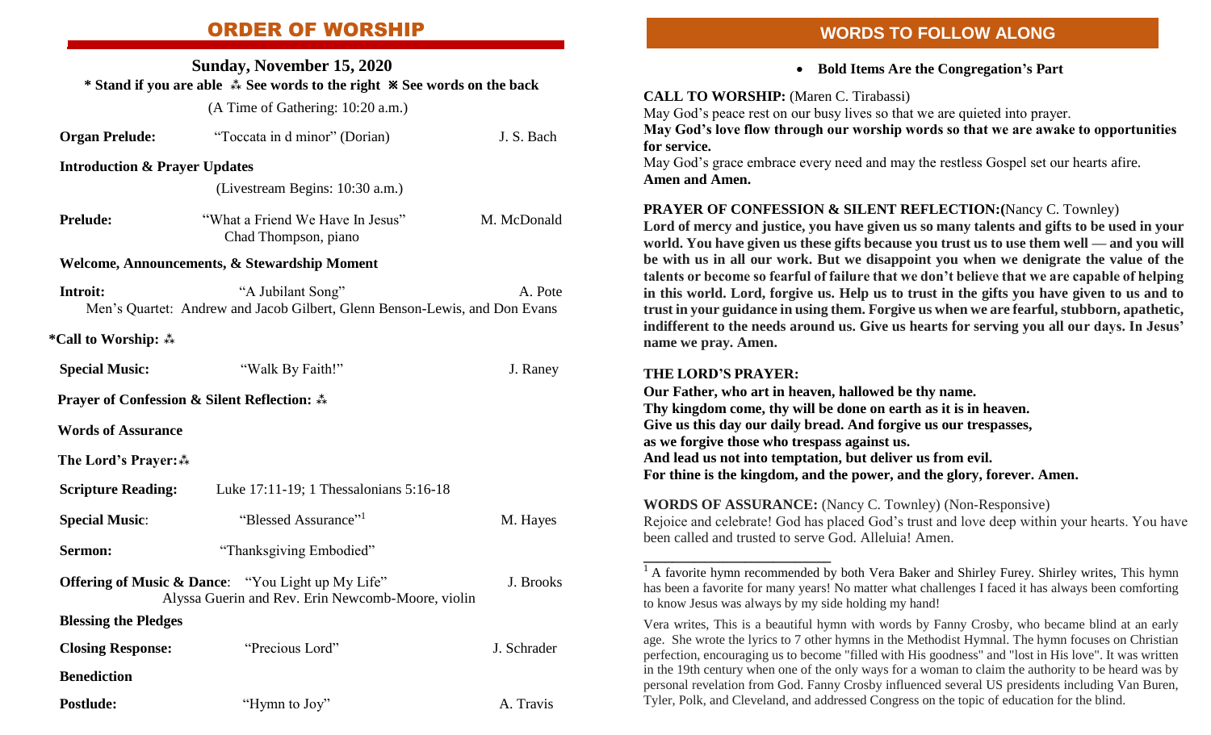## ORDER OF WORSHIP

**Sunday, November 15, 2020**

**\* Stand if you are able ⁂ See words to the right ※ See words on the back**

(A Time of Gathering: 10:20 a.m.)

**Organ Prelude:** "Toccata in d minor" (Dorian) — J. S. Bach

**Introduction & Prayer Updates**

(Livestream Begins: 10:30 a.m.)

**Prelude:** "What a Friend We Have In Jesus" — M. McDonald
Chad Thompson, piano

**Welcome, Announcements, & Stewardship Moment**

**Introit:** "A Jubilant Song" — A. Pote
Men's Quartet: Andrew and Jacob Gilbert, Glenn Benson-Lewis, and Don Evans

**\*Call to Worship: ⁂**

**Special Music:** "Walk By Faith!" — J. Raney

**Prayer of Confession & Silent Reflection: ⁂**

**Words of Assurance**

**The Lord's Prayer:⁂**

**Scripture Reading:** Luke 17:11-19; 1 Thessalonians 5:16-18

**Special Music**: "Blessed Assurance"[1] — M. Hayes

**Sermon:** "Thanksgiving Embodied"

**Offering of Music & Dance**: "You Light up My Life" — J. Brooks
Alyssa Guerin and Rev. Erin Newcomb-Moore, violin

**Blessing the Pledges**

**Closing Response:** "Precious Lord" — J. Schrader

**Benediction**

**Postlude:** "Hymn to Joy" — A. Travis

## WORDS TO FOLLOW ALONG

- **Bold Items Are the Congregation's Part**

**CALL TO WORSHIP:** (Maren C. Tirabassi)
May God's peace rest on our busy lives so that we are quieted into prayer.
**May God's love flow through our worship words so that we are awake to opportunities for service.**
May God's grace embrace every need and may the restless Gospel set our hearts afire.
**Amen and Amen.**

**PRAYER OF CONFESSION & SILENT REFLECTION:(**Nancy C. Townley)
**Lord of mercy and justice, you have given us so many talents and gifts to be used in your world. You have given us these gifts because you trust us to use them well — and you will be with us in all our work. But we disappoint you when we denigrate the value of the talents or become so fearful of failure that we don't believe that we are capable of helping in this world. Lord, forgive us. Help us to trust in the gifts you have given to us and to trust in your guidance in using them. Forgive us when we are fearful, stubborn, apathetic, indifferent to the needs around us. Give us hearts for serving you all our days. In Jesus' name we pray. Amen.**

**THE LORD'S PRAYER:**
**Our Father, who art in heaven, hallowed be thy name.**
**Thy kingdom come, thy will be done on earth as it is in heaven.**
**Give us this day our daily bread. And forgive us our trespasses,**
**as we forgive those who trespass against us.**
**And lead us not into temptation, but deliver us from evil.**
**For thine is the kingdom, and the power, and the glory, forever. Amen.**

**WORDS OF ASSURANCE:** (Nancy C. Townley) (Non-Responsive)
Rejoice and celebrate! God has placed God's trust and love deep within your hearts. You have been called and trusted to serve God. Alleluia! Amen.

---

[1] A favorite hymn recommended by both Vera Baker and Shirley Furey. Shirley writes, This hymn has been a favorite for many years! No matter what challenges I faced it has always been comforting to know Jesus was always by my side holding my hand!

Vera writes, This is a beautiful hymn with words by Fanny Crosby, who became blind at an early age. She wrote the lyrics to 7 other hymns in the Methodist Hymnal. The hymn focuses on Christian perfection, encouraging us to become "filled with His goodness" and "lost in His love". It was written in the 19th century when one of the only ways for a woman to claim the authority to be heard was by personal revelation from God. Fanny Crosby influenced several US presidents including Van Buren, Tyler, Polk, and Cleveland, and addressed Congress on the topic of education for the blind.